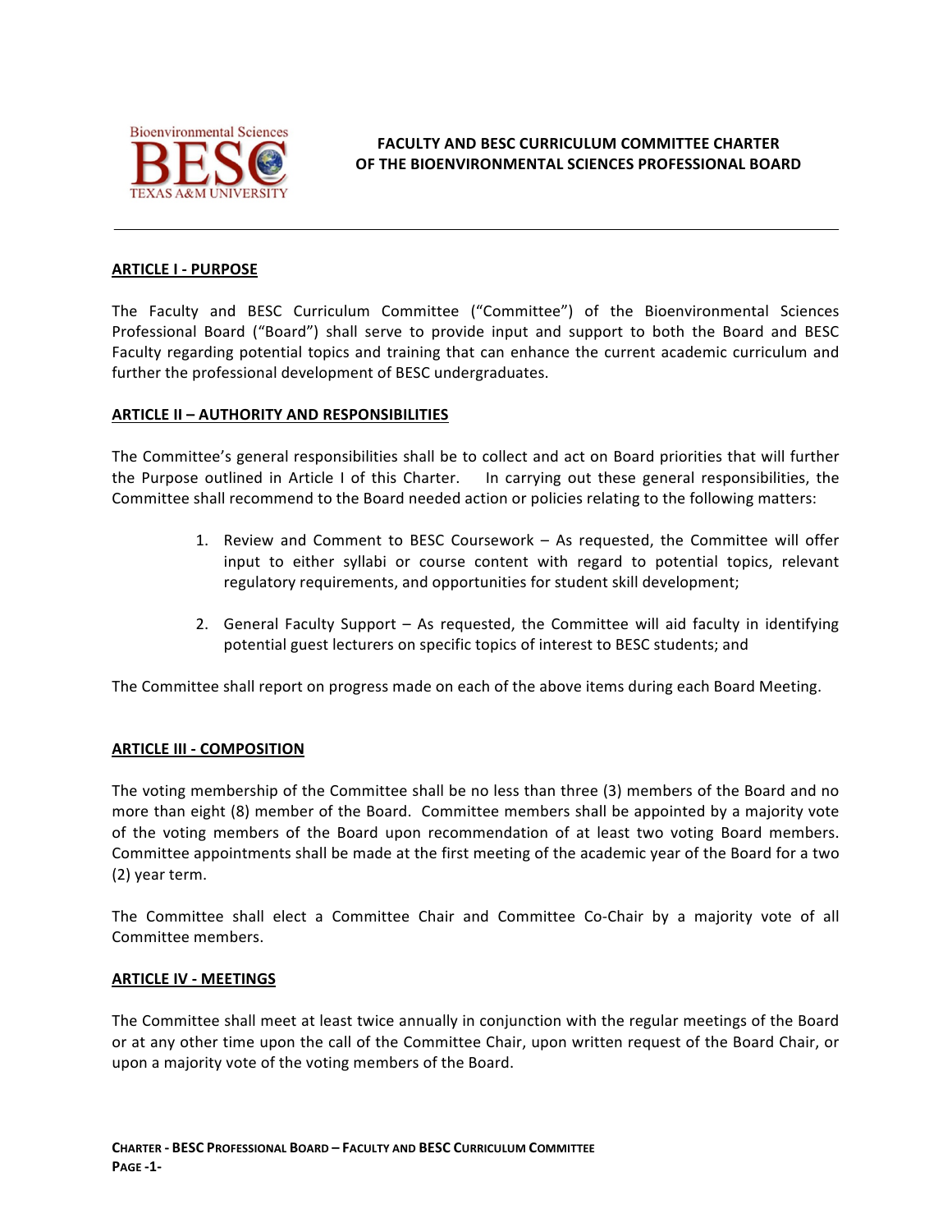# FACULTY AND BESC CURRICULUM COMMITTEE CHARTER OF THE BIOENVIRONMENTAL SCIENCES PROFESSIONAL BOARD

## ARTICLE I - PURPOSE

The Faculty and BESC Curriculum Committee ("Committee") of the Bioenvironmental Sciences Professional Board ("Board") shall serve to provide input and support to both the Board and BESC Faculty regarding potential topics and training that can enhance the current academic curriculum and further the professional development of BESC undergraduates.

## ARTICLE II – AUTHORITY AND RESPONSIBILITIES

The Committee's general responsibilities shall be to collect and act on Board priorities that will further the Purpose outlined in Article I of this Charter. In carrying out these general responsibilities, the Committee shall recommend to the Board needed action or policies relating to the following matters:

1. Review and Comment to BESC Coursework – As requested, the Committee will offer input to either syllabi or course content with regard to potential topics, relevant regulatory requirements, and opportunities for student skill development;

2. General Faculty Support – As requested, the Committee will aid faculty in identifying potential guest lecturers on specific topics of interest to BESC students; and

The Committee shall report on progress made on each of the above items during each Board Meeting.

## ARTICLE III - COMPOSITION

The voting membership of the Committee shall be no less than three (3) members of the Board and no more than eight (8) member of the Board. Committee members shall be appointed by a majority vote of the voting members of the Board upon recommendation of at least two voting Board members. Committee appointments shall be made at the first meeting of the academic year of the Board for a two (2) year term.

The Committee shall elect a Committee Chair and Committee Co-Chair by a majority vote of all Committee members.

## ARTICLE IV - MEETINGS

The Committee shall meet at least twice annually in conjunction with the regular meetings of the Board or at any other time upon the call of the Committee Chair, upon written request of the Board Chair, or upon a majority vote of the voting members of the Board.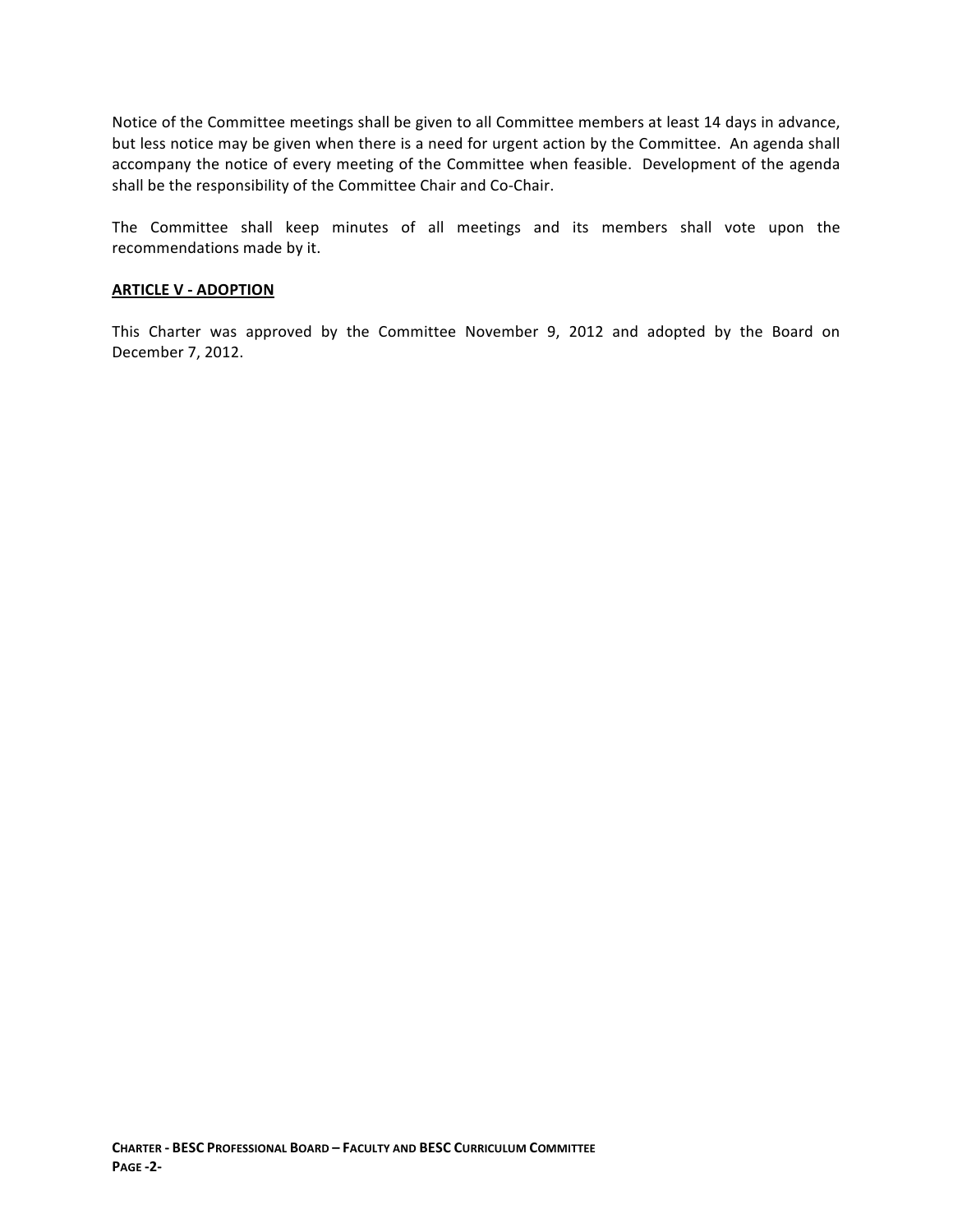Notice of the Committee meetings shall be given to all Committee members at least 14 days in advance, but less notice may be given when there is a need for urgent action by the Committee. An agenda shall accompany the notice of every meeting of the Committee when feasible. Development of the agenda shall be the responsibility of the Committee Chair and Co-Chair.

The Committee shall keep minutes of all meetings and its members shall vote upon the recommendations made by it.

## ARTICLE V - ADOPTION

This Charter was approved by the Committee November 9, 2012 and adopted by the Board on December 7, 2012.